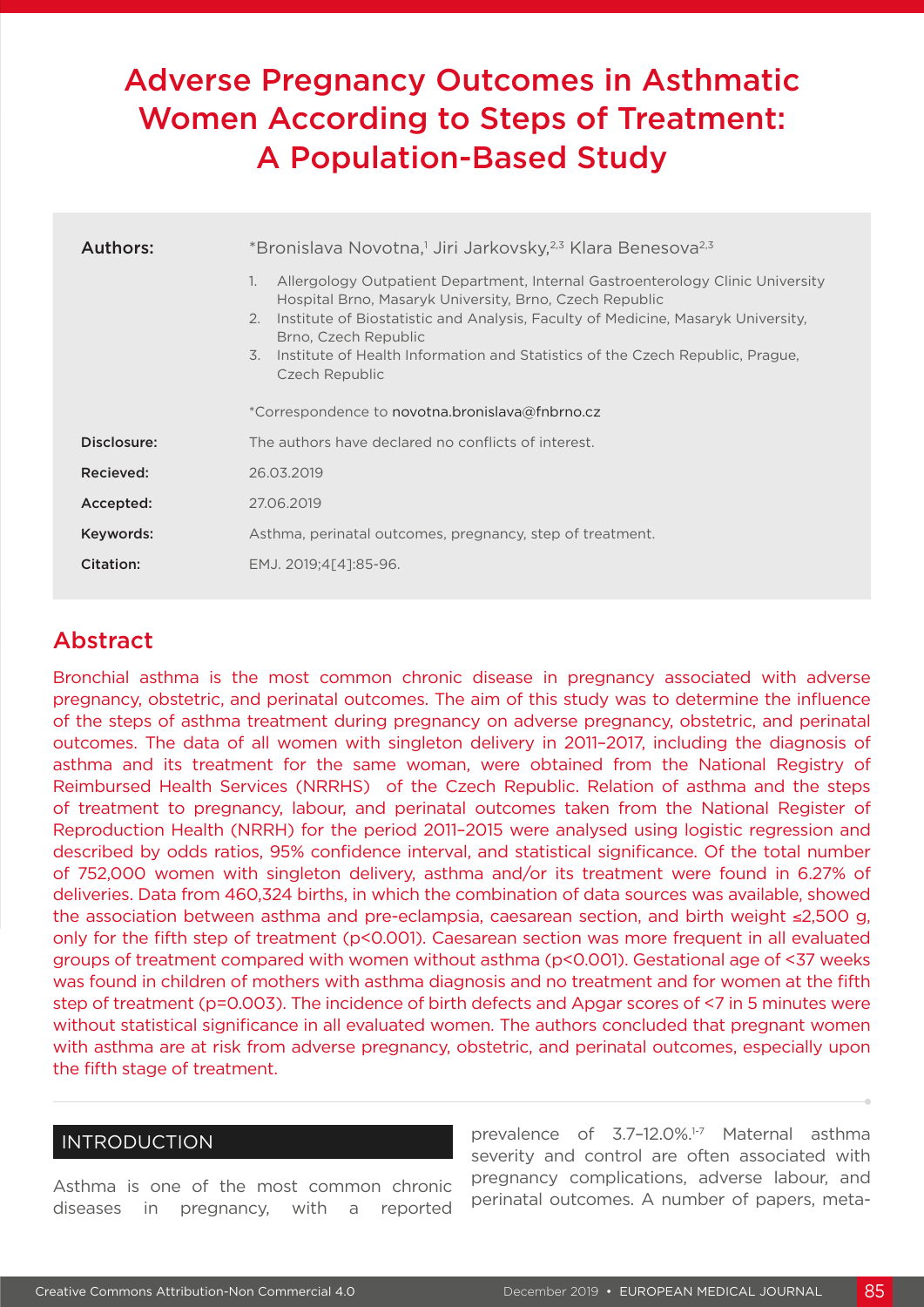# Adverse Pregnancy Outcomes in Asthmatic Women According to Steps of Treatment: A Population-Based Study

| | |
|---|---|
| **Authors:** | *Bronislava Novotna,[1] Jiri Jarkovsky,[2,3] Klara Benesova[2,3] |
| | 1. Allergology Outpatient Department, Internal Gastroenterology Clinic University Hospital Brno, Masaryk University, Brno, Czech Republic<br>2. Institute of Biostatistic and Analysis, Faculty of Medicine, Masaryk University, Brno, Czech Republic<br>3. Institute of Health Information and Statistics of the Czech Republic, Prague, Czech Republic |
| | *Correspondence to novotna.bronislava@fnbrno.cz |
| **Disclosure:** | The authors have declared no conflicts of interest. |
| **Recieved:** | 26.03.2019 |
| **Accepted:** | 27.06.2019 |
| **Keywords:** | Asthma, perinatal outcomes, pregnancy, step of treatment. |
| **Citation:** | EMJ. 2019;4[4]:85-96. |

## Abstract

Bronchial asthma is the most common chronic disease in pregnancy associated with adverse pregnancy, obstetric, and perinatal outcomes. The aim of this study was to determine the influence of the steps of asthma treatment during pregnancy on adverse pregnancy, obstetric, and perinatal outcomes. The data of all women with singleton delivery in 2011–2017, including the diagnosis of asthma and its treatment for the same woman, were obtained from the National Registry of Reimbursed Health Services (NRRHS) of the Czech Republic. Relation of asthma and the steps of treatment to pregnancy, labour, and perinatal outcomes taken from the National Register of Reproduction Health (NRRH) for the period 2011–2015 were analysed using logistic regression and described by odds ratios, 95% confidence interval, and statistical significance. Of the total number of 752,000 women with singleton delivery, asthma and/or its treatment were found in 6.27% of deliveries. Data from 460,324 births, in which the combination of data sources was available, showed the association between asthma and pre-eclampsia, caesarean section, and birth weight ≤2,500 g, only for the fifth step of treatment ($p<0.001$). Caesarean section was more frequent in all evaluated groups of treatment compared with women without asthma ($p<0.001$). Gestational age of <37 weeks was found in children of mothers with asthma diagnosis and no treatment and for women at the fifth step of treatment ($p=0.003$). The incidence of birth defects and Apgar scores of <7 in 5 minutes were without statistical significance in all evaluated women. The authors concluded that pregnant women with asthma are at risk from adverse pregnancy, obstetric, and perinatal outcomes, especially upon the fifth stage of treatment.

## INTRODUCTION

Asthma is one of the most common chronic diseases in pregnancy, with a reported prevalence of 3.7–12.0%.[1-7] Maternal asthma severity and control are often associated with pregnancy complications, adverse labour, and perinatal outcomes. A number of papers, meta-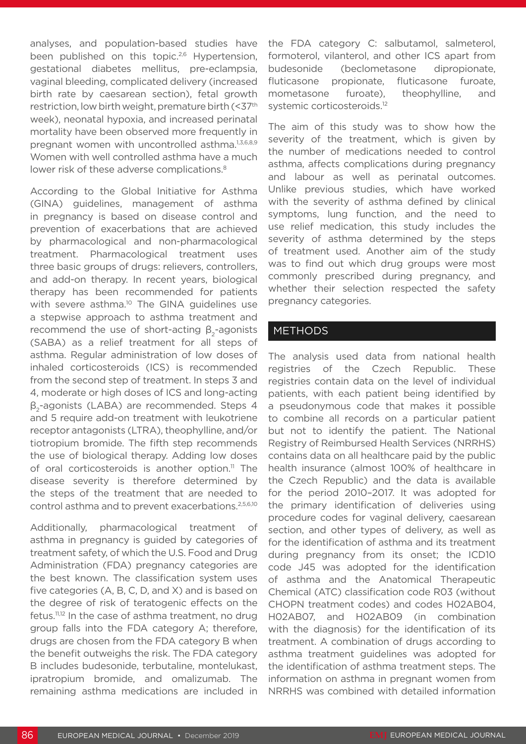analyses, and population-based studies have been published on this topic.[2,6] Hypertension, gestational diabetes mellitus, pre-eclampsia, vaginal bleeding, complicated delivery (increased birth rate by caesarean section), fetal growth restriction, low birth weight, premature birth (<37th week), neonatal hypoxia, and increased perinatal mortality have been observed more frequently in pregnant women with uncontrolled asthma.[1,3,6,8,9] Women with well controlled asthma have a much lower risk of these adverse complications.[8]

According to the Global Initiative for Asthma (GINA) guidelines, management of asthma in pregnancy is based on disease control and prevention of exacerbations that are achieved by pharmacological and non-pharmacological treatment. Pharmacological treatment uses three basic groups of drugs: relievers, controllers, and add-on therapy. In recent years, biological therapy has been recommended for patients with severe asthma.[10] The GINA guidelines use a stepwise approach to asthma treatment and recommend the use of short-acting $\beta_2$-agonists (SABA) as a relief treatment for all steps of asthma. Regular administration of low doses of inhaled corticosteroids (ICS) is recommended from the second step of treatment. In steps 3 and 4, moderate or high doses of ICS and long-acting $\beta_2$-agonists (LABA) are recommended. Steps 4 and 5 require add-on treatment with leukotriene receptor antagonists (LTRA), theophylline, and/or tiotropium bromide. The fifth step recommends the use of biological therapy. Adding low doses of oral corticosteroids is another option.[11] The disease severity is therefore determined by the steps of the treatment that are needed to control asthma and to prevent exacerbations.[2,5,6,10]

Additionally, pharmacological treatment of asthma in pregnancy is guided by categories of treatment safety, of which the U.S. Food and Drug Administration (FDA) pregnancy categories are the best known. The classification system uses five categories (A, B, C, D, and X) and is based on the degree of risk of teratogenic effects on the fetus.[11,12] In the case of asthma treatment, no drug group falls into the FDA category A; therefore, drugs are chosen from the FDA category B when the benefit outweighs the risk. The FDA category B includes budesonide, terbutaline, montelukast, ipratropium bromide, and omalizumab. The remaining asthma medications are included in the FDA category C: salbutamol, salmeterol, formoterol, vilanterol, and other ICS apart from budesonide (beclometasone dipropionate, fluticasone propionate, fluticasone furoate, mometasone furoate), theophylline, and systemic corticosteroids.[12]

The aim of this study was to show how the severity of the treatment, which is given by the number of medications needed to control asthma, affects complications during pregnancy and labour as well as perinatal outcomes. Unlike previous studies, which have worked with the severity of asthma defined by clinical symptoms, lung function, and the need to use relief medication, this study includes the severity of asthma determined by the steps of treatment used. Another aim of the study was to find out which drug groups were most commonly prescribed during pregnancy, and whether their selection respected the safety pregnancy categories.

## METHODS

The analysis used data from national health registries of the Czech Republic. These registries contain data on the level of individual patients, with each patient being identified by a pseudonymous code that makes it possible to combine all records on a particular patient but not to identify the patient. The National Registry of Reimbursed Health Services (NRRHS) contains data on all healthcare paid by the public health insurance (almost 100% of healthcare in the Czech Republic) and the data is available for the period 2010–2017. It was adopted for the primary identification of deliveries using procedure codes for vaginal delivery, caesarean section, and other types of delivery, as well as for the identification of asthma and its treatment during pregnancy from its onset; the ICD10 code J45 was adopted for the identification of asthma and the Anatomical Therapeutic Chemical (ATC) classification code R03 (without CHOPN treatment codes) and codes H02AB04, H02AB07, and H02AB09 (in combination with the diagnosis) for the identification of its treatment. A combination of drugs according to asthma treatment guidelines was adopted for the identification of asthma treatment steps. The information on asthma in pregnant women from NRRHS was combined with detailed information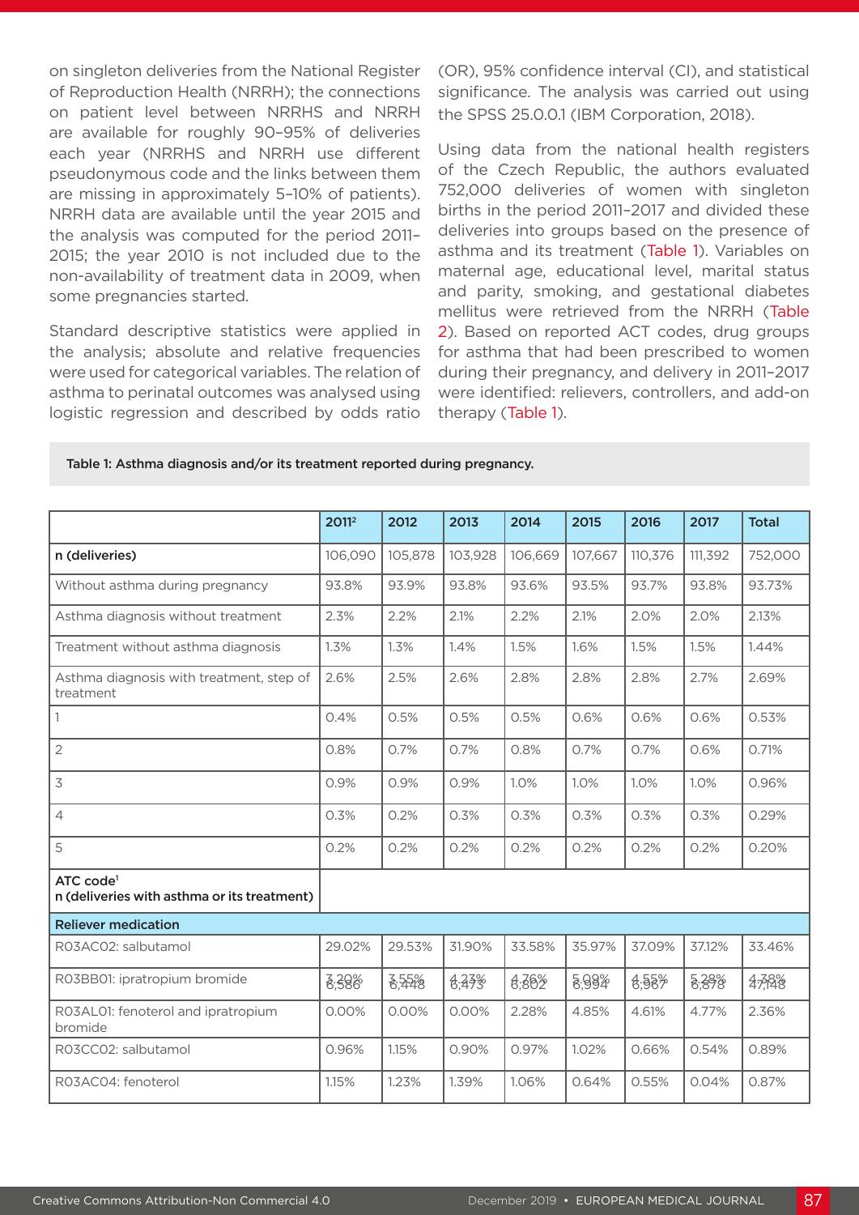on singleton deliveries from the National Register of Reproduction Health (NRRH); the connections on patient level between NRRHS and NRRH are available for roughly 90–95% of deliveries each year (NRRHS and NRRH use different pseudonymous code and the links between them are missing in approximately 5–10% of patients). NRRH data are available until the year 2015 and the analysis was computed for the period 2011–2015; the year 2010 is not included due to the non-availability of treatment data in 2009, when some pregnancies started.

Standard descriptive statistics were applied in the analysis; absolute and relative frequencies were used for categorical variables. The relation of asthma to perinatal outcomes was analysed using logistic regression and described by odds ratio (OR), 95% confidence interval (CI), and statistical significance. The analysis was carried out using the SPSS 25.0.0.1 (IBM Corporation, 2018).

Using data from the national health registers of the Czech Republic, the authors evaluated 752,000 deliveries of women with singleton births in the period 2011–2017 and divided these deliveries into groups based on the presence of asthma and its treatment (Table 1). Variables on maternal age, educational level, marital status and parity, smoking, and gestational diabetes mellitus were retrieved from the NRRH (Table 2). Based on reported ACT codes, drug groups for asthma that had been prescribed to women during their pregnancy, and delivery in 2011–2017 were identified: relievers, controllers, and add-on therapy (Table 1).

**Table 1: Asthma diagnosis and/or its treatment reported during pregnancy.**

| | 2011[2] | 2012 | 2013 | 2014 | 2015 | 2016 | 2017 | Total |
|---|---|---|---|---|---|---|---|---|
| **n (deliveries)** | 106,090 | 105,878 | 103,928 | 106,669 | 107,667 | 110,376 | 111,392 | 752,000 |
| Without asthma during pregnancy | 93.8% | 93.9% | 93.8% | 93.6% | 93.5% | 93.7% | 93.8% | 93.73% |
| Asthma diagnosis without treatment | 2.3% | 2.2% | 2.1% | 2.2% | 2.1% | 2.0% | 2.0% | 2.13% |
| Treatment without asthma diagnosis | 1.3% | 1.3% | 1.4% | 1.5% | 1.6% | 1.5% | 1.5% | 1.44% |
| Asthma diagnosis with treatment, step of treatment | 2.6% | 2.5% | 2.6% | 2.8% | 2.8% | 2.8% | 2.7% | 2.69% |
| 1 | 0.4% | 0.5% | 0.5% | 0.5% | 0.6% | 0.6% | 0.6% | 0.53% |
| 2 | 0.8% | 0.7% | 0.7% | 0.8% | 0.7% | 0.7% | 0.6% | 0.71% |
| 3 | 0.9% | 0.9% | 0.9% | 1.0% | 1.0% | 1.0% | 1.0% | 0.96% |
| 4 | 0.3% | 0.2% | 0.3% | 0.3% | 0.3% | 0.3% | 0.3% | 0.29% |
| 5 | 0.2% | 0.2% | 0.2% | 0.2% | 0.2% | 0.2% | 0.2% | 0.20% |
| **ATC code[1]** **n (deliveries with asthma or its treatment)** | 6,586 | 6,448 | 6,473 | 6,802 | 6,994 | 6,967 | 6,878 | 47,148 |
| **Reliever medication** | | | | | | | | |
| R03AC02: salbutamol | 29.02% | 29.53% | 31.90% | 33.58% | 35.97% | 37.09% | 37.12% | 33.46% |
| R03BB01: ipratropium bromide | 3.20% | 3.55% | 4.23% | 4.76% | 5.09% | 4.55% | 5.28% | 4.38% |
| R03AL01: fenoterol and ipratropium bromide | 0.00% | 0.00% | 0.00% | 2.28% | 4.85% | 4.61% | 4.77% | 2.36% |
| R03CC02: salbutamol | 0.96% | 1.15% | 0.90% | 0.97% | 1.02% | 0.66% | 0.54% | 0.89% |
| R03AC04: fenoterol | 1.15% | 1.23% | 1.39% | 1.06% | 0.64% | 0.55% | 0.04% | 0.87% |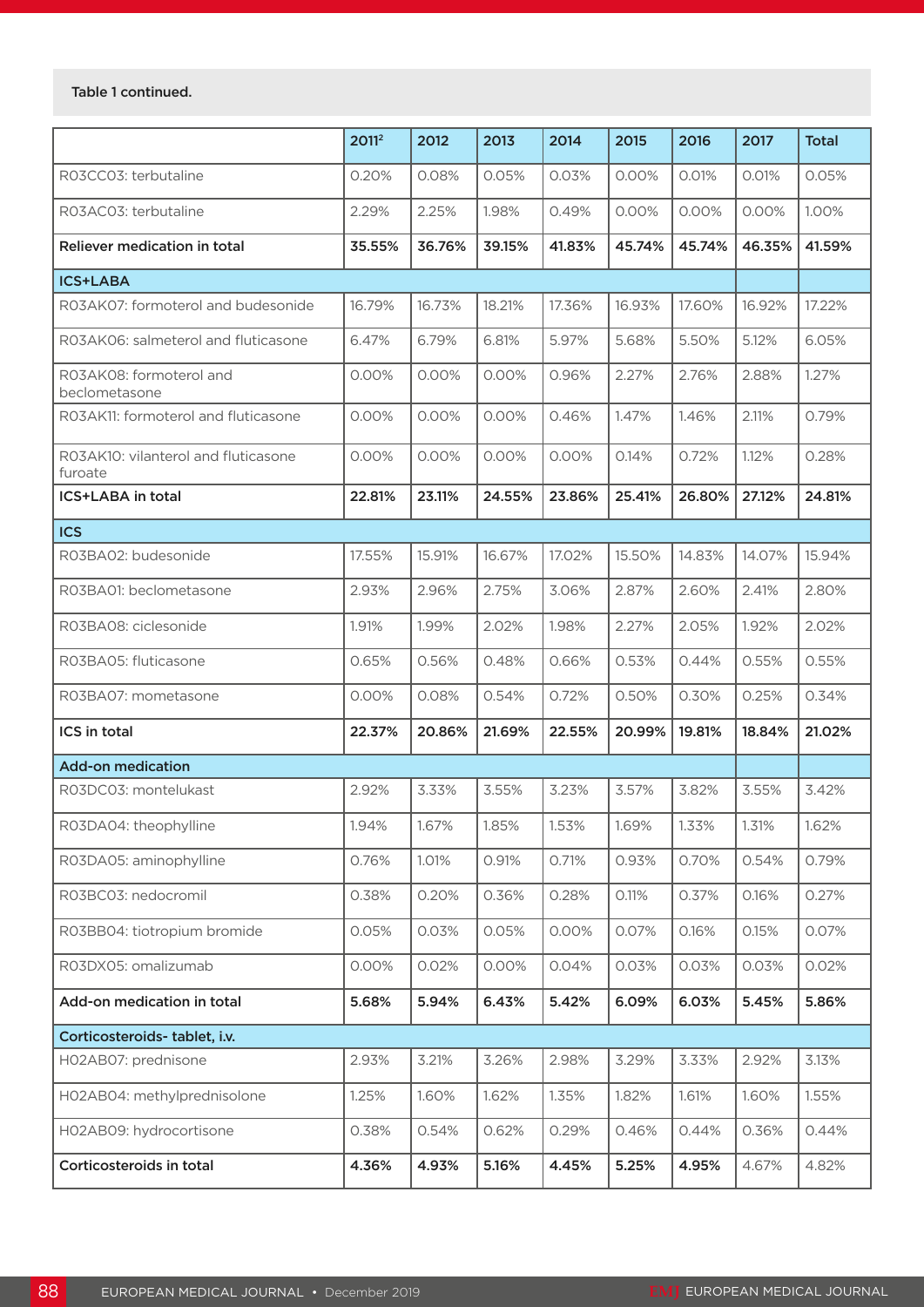Table 1 continued.

| | 2011[2] | 2012 | 2013 | 2014 | 2015 | 2016 | 2017 | Total |
|---|---|---|---|---|---|---|---|---|
| R03CC03: terbutaline | 0.20% | 0.08% | 0.05% | 0.03% | 0.00% | 0.01% | 0.01% | 0.05% |
| R03AC03: terbutaline | 2.29% | 2.25% | 1.98% | 0.49% | 0.00% | 0.00% | 0.00% | 1.00% |
| **Reliever medication in total** | **35.55%** | **36.76%** | **39.15%** | **41.83%** | **45.74%** | **45.74%** | **46.35%** | **41.59%** |
| **ICS+LABA** | | | | | | | | |
| R03AK07: formoterol and budesonide | 16.79% | 16.73% | 18.21% | 17.36% | 16.93% | 17.60% | 16.92% | 17.22% |
| R03AK06: salmeterol and fluticasone | 6.47% | 6.79% | 6.81% | 5.97% | 5.68% | 5.50% | 5.12% | 6.05% |
| R03AK08: formoterol and beclometasone | 0.00% | 0.00% | 0.00% | 0.96% | 2.27% | 2.76% | 2.88% | 1.27% |
| R03AK11: formoterol and fluticasone | 0.00% | 0.00% | 0.00% | 0.46% | 1.47% | 1.46% | 2.11% | 0.79% |
| R03AK10: vilanterol and fluticasone furoate | 0.00% | 0.00% | 0.00% | 0.00% | 0.14% | 0.72% | 1.12% | 0.28% |
| **ICS+LABA in total** | **22.81%** | **23.11%** | **24.55%** | **23.86%** | **25.41%** | **26.80%** | **27.12%** | **24.81%** |
| **ICS** | | | | | | | | |
| R03BA02: budesonide | 17.55% | 15.91% | 16.67% | 17.02% | 15.50% | 14.83% | 14.07% | 15.94% |
| R03BA01: beclometasone | 2.93% | 2.96% | 2.75% | 3.06% | 2.87% | 2.60% | 2.41% | 2.80% |
| R03BA08: ciclesonide | 1.91% | 1.99% | 2.02% | 1.98% | 2.27% | 2.05% | 1.92% | 2.02% |
| R03BA05: fluticasone | 0.65% | 0.56% | 0.48% | 0.66% | 0.53% | 0.44% | 0.55% | 0.55% |
| R03BA07: mometasone | 0.00% | 0.08% | 0.54% | 0.72% | 0.50% | 0.30% | 0.25% | 0.34% |
| **ICS in total** | **22.37%** | **20.86%** | **21.69%** | **22.55%** | **20.99%** | **19.81%** | **18.84%** | **21.02%** |
| **Add-on medication** | | | | | | | | |
| R03DC03: montelukast | 2.92% | 3.33% | 3.55% | 3.23% | 3.57% | 3.82% | 3.55% | 3.42% |
| R03DA04: theophylline | 1.94% | 1.67% | 1.85% | 1.53% | 1.69% | 1.33% | 1.31% | 1.62% |
| R03DA05: aminophylline | 0.76% | 1.01% | 0.91% | 0.71% | 0.93% | 0.70% | 0.54% | 0.79% |
| R03BC03: nedocromil | 0.38% | 0.20% | 0.36% | 0.28% | 0.11% | 0.37% | 0.16% | 0.27% |
| R03BB04: tiotropium bromide | 0.05% | 0.03% | 0.05% | 0.00% | 0.07% | 0.16% | 0.15% | 0.07% |
| R03DX05: omalizumab | 0.00% | 0.02% | 0.00% | 0.04% | 0.03% | 0.03% | 0.03% | 0.02% |
| **Add-on medication in total** | **5.68%** | **5.94%** | **6.43%** | **5.42%** | **6.09%** | **6.03%** | **5.45%** | **5.86%** |
| **Corticosteroids- tablet, i.v.** | | | | | | | | |
| H02AB07: prednisone | 2.93% | 3.21% | 3.26% | 2.98% | 3.29% | 3.33% | 2.92% | 3.13% |
| H02AB04: methylprednisolone | 1.25% | 1.60% | 1.62% | 1.35% | 1.82% | 1.61% | 1.60% | 1.55% |
| H02AB09: hydrocortisone | 0.38% | 0.54% | 0.62% | 0.29% | 0.46% | 0.44% | 0.36% | 0.44% |
| **Corticosteroids in total** | **4.36%** | **4.93%** | **5.16%** | **4.45%** | **5.25%** | **4.95%** | 4.67% | 4.82% |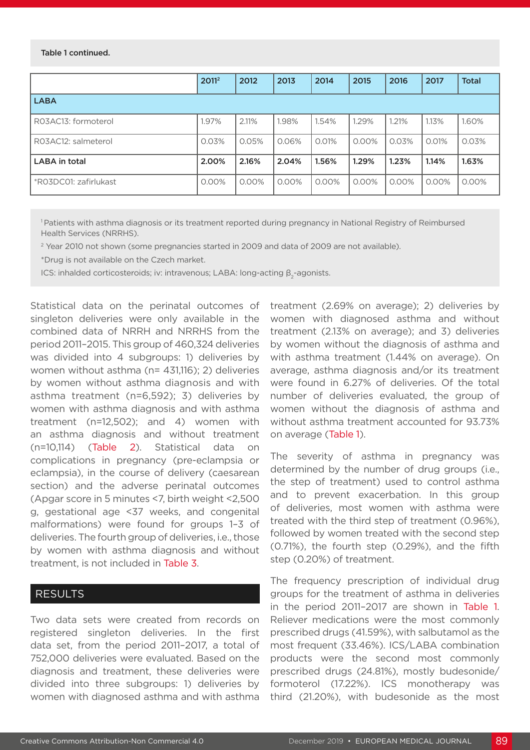Table 1 continued.

| | 2011[2] | 2012 | 2013 | 2014 | 2015 | 2016 | 2017 | Total |
|---|---|---|---|---|---|---|---|---|
| **LABA** | | | | | | | | |
| R03AC13: formoterol | 1.97% | 2.11% | 1.98% | 1.54% | 1.29% | 1.21% | 1.13% | 1.60% |
| R03AC12: salmeterol | 0.03% | 0.05% | 0.06% | 0.01% | 0.00% | 0.03% | 0.01% | 0.03% |
| **LABA in total** | **2.00%** | **2.16%** | **2.04%** | **1.56%** | **1.29%** | **1.23%** | **1.14%** | **1.63%** |
| *R03DC01: zafirlukast | 0.00% | 0.00% | 0.00% | 0.00% | 0.00% | 0.00% | 0.00% | 0.00% |

[1] Patients with asthma diagnosis or its treatment reported during pregnancy in National Registry of Reimbursed Health Services (NRRHS).

[2] Year 2010 not shown (some pregnancies started in 2009 and data of 2009 are not available).

*Drug is not available on the Czech market.

ICS: inhaled corticosteroids; iv: intravenous; LABA: long-acting $\beta_2$-agonists.

Statistical data on the perinatal outcomes of singleton deliveries were only available in the combined data of NRRH and NRRHS from the period 2011–2015. This group of 460,324 deliveries was divided into 4 subgroups: 1) deliveries by women without asthma (n= 431,116); 2) deliveries by women without asthma diagnosis and with asthma treatment (n=6,592); 3) deliveries by women with asthma diagnosis and with asthma treatment (n=12,502); and 4) women with an asthma diagnosis and without treatment (n=10,114) (Table 2). Statistical data on complications in pregnancy (pre-eclampsia or eclampsia), in the course of delivery (caesarean section) and the adverse perinatal outcomes (Apgar score in 5 minutes <7, birth weight <2,500 g, gestational age <37 weeks, and congenital malformations) were found for groups 1–3 of deliveries. The fourth group of deliveries, i.e., those by women with asthma diagnosis and without treatment, is not included in Table 3.

## RESULTS

Two data sets were created from records on registered singleton deliveries. In the first data set, from the period 2011–2017, a total of 752,000 deliveries were evaluated. Based on the diagnosis and treatment, these deliveries were divided into three subgroups: 1) deliveries by women with diagnosed asthma and with asthma treatment (2.69% on average); 2) deliveries by women with diagnosed asthma and without treatment (2.13% on average); and 3) deliveries by women without the diagnosis of asthma and with asthma treatment (1.44% on average). On average, asthma diagnosis and/or its treatment were found in 6.27% of deliveries. Of the total number of deliveries evaluated, the group of women without the diagnosis of asthma and without asthma treatment accounted for 93.73% on average (Table 1).

The severity of asthma in pregnancy was determined by the number of drug groups (i.e., the step of treatment) used to control asthma and to prevent exacerbation. In this group of deliveries, most women with asthma were treated with the third step of treatment (0.96%), followed by women treated with the second step (0.71%), the fourth step (0.29%), and the fifth step (0.20%) of treatment.

The frequency prescription of individual drug groups for the treatment of asthma in deliveries in the period 2011–2017 are shown in Table 1. Reliever medications were the most commonly prescribed drugs (41.59%), with salbutamol as the most frequent (33.46%). ICS/LABA combination products were the second most commonly prescribed drugs (24.81%), mostly budesonide/formoterol (17.22%). ICS monotherapy was third (21.20%), with budesonide as the most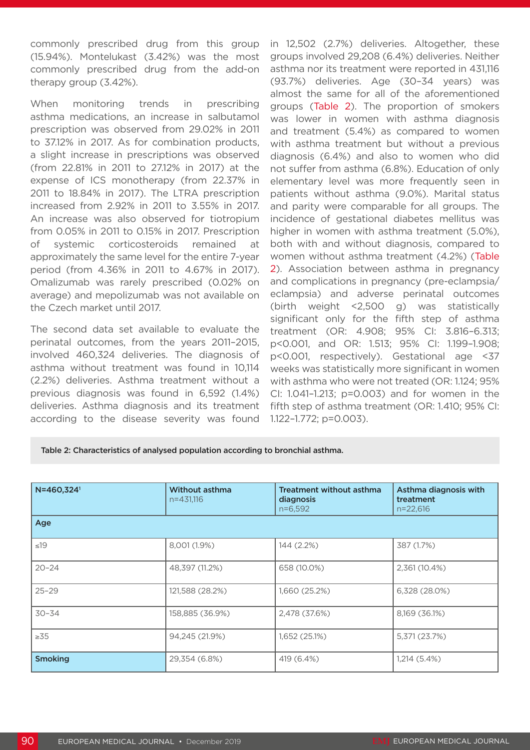commonly prescribed drug from this group (15.94%). Montelukast (3.42%) was the most commonly prescribed drug from the add-on therapy group (3.42%).

When monitoring trends in prescribing asthma medications, an increase in salbutamol prescription was observed from 29.02% in 2011 to 37.12% in 2017. As for combination products, a slight increase in prescriptions was observed (from 22.81% in 2011 to 27.12% in 2017) at the expense of ICS monotherapy (from 22.37% in 2011 to 18.84% in 2017). The LTRA prescription increased from 2.92% in 2011 to 3.55% in 2017. An increase was also observed for tiotropium from 0.05% in 2011 to 0.15% in 2017. Prescription of systemic corticosteroids remained at approximately the same level for the entire 7-year period (from 4.36% in 2011 to 4.67% in 2017). Omalizumab was rarely prescribed (0.02% on average) and mepolizumab was not available on the Czech market until 2017.

The second data set available to evaluate the perinatal outcomes, from the years 2011–2015, involved 460,324 deliveries. The diagnosis of asthma without treatment was found in 10,114 (2.2%) deliveries. Asthma treatment without a previous diagnosis was found in 6,592 (1.4%) deliveries. Asthma diagnosis and its treatment according to the disease severity was found in 12,502 (2.7%) deliveries. Altogether, these groups involved 29,208 (6.4%) deliveries. Neither asthma nor its treatment were reported in 431,116 (93.7%) deliveries. Age (30–34 years) was almost the same for all of the aforementioned groups (Table 2). The proportion of smokers was lower in women with asthma diagnosis and treatment (5.4%) as compared to women with asthma treatment but without a previous diagnosis (6.4%) and also to women who did not suffer from asthma (6.8%). Education of only elementary level was more frequently seen in patients without asthma (9.0%). Marital status and parity were comparable for all groups. The incidence of gestational diabetes mellitus was higher in women with asthma treatment (5.0%), both with and without diagnosis, compared to women without asthma treatment (4.2%) (Table 2). Association between asthma in pregnancy and complications in pregnancy (pre-eclampsia/eclampsia) and adverse perinatal outcomes (birth weight <2,500 g) was statistically significant only for the fifth step of asthma treatment (OR: 4.908; 95% CI: 3.816–6.313; $p<0.001$, and OR: 1.513; 95% CI: 1.199–1.908; $p<0.001$, respectively). Gestational age <37 weeks was statistically more significant in women with asthma who were not treated (OR: 1.124; 95% CI: 1.041–1.213; $p=0.003$) and for women in the fifth step of asthma treatment (OR: 1.410; 95% CI: 1.122–1.772; $p=0.003$).

Table 2: Characteristics of analysed population according to bronchial asthma.

| N=460,324[1] | Without asthma n=431,116 | Treatment without asthma diagnosis n=6,592 | Asthma diagnosis with treatment n=22,616 |
|---|---|---|---|
| **Age** | | | |
| ≤19 | 8,001 (1.9%) | 144 (2.2%) | 387 (1.7%) |
| 20–24 | 48,397 (11.2%) | 658 (10.0%) | 2,361 (10.4%) |
| 25–29 | 121,588 (28.2%) | 1,660 (25.2%) | 6,328 (28.0%) |
| 30–34 | 158,885 (36.9%) | 2,478 (37.6%) | 8,169 (36.1%) |
| ≥35 | 94,245 (21.9%) | 1,652 (25.1%) | 5,371 (23.7%) |
| **Smoking** | 29,354 (6.8%) | 419 (6.4%) | 1,214 (5.4%) |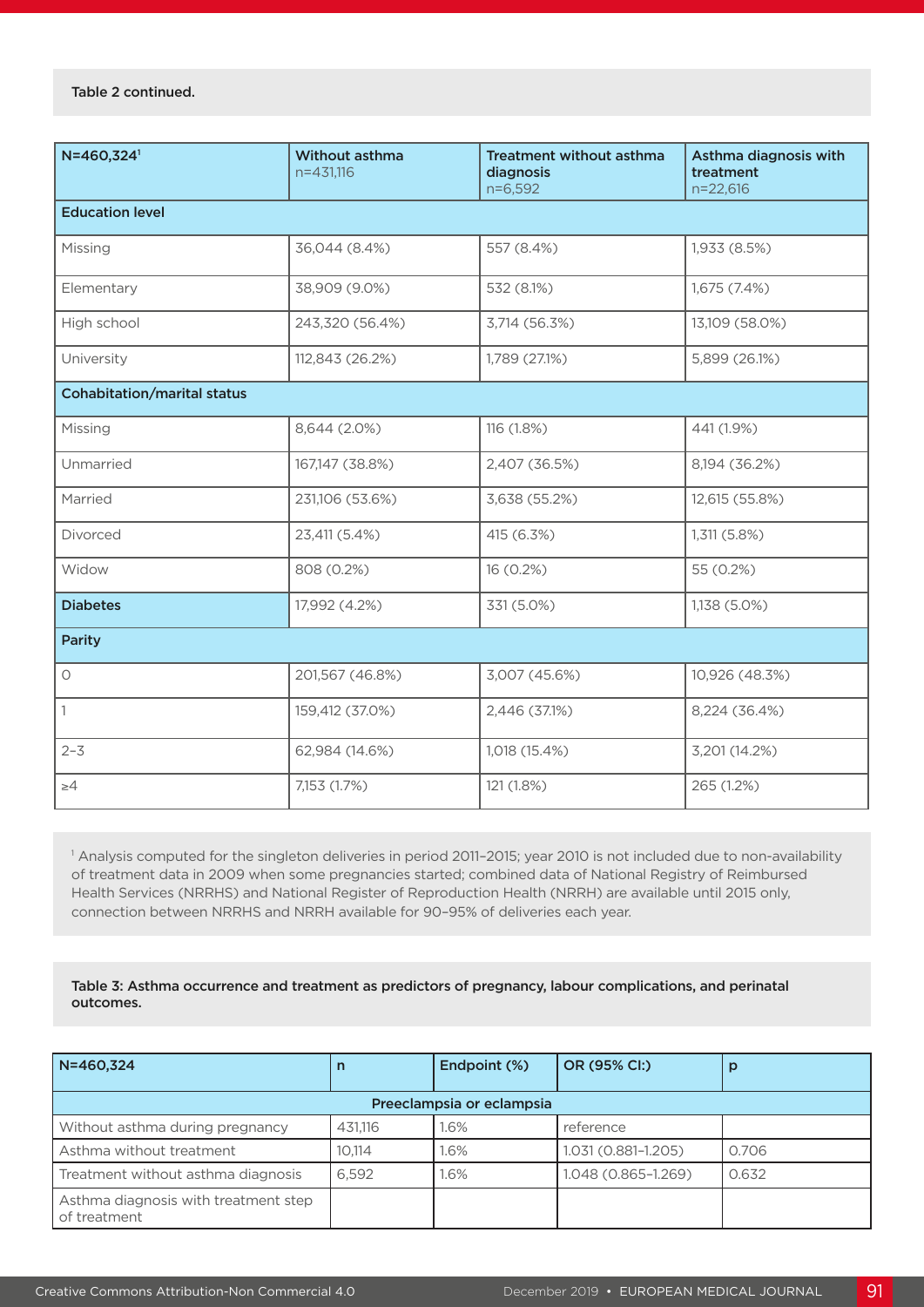Table 2 continued.

| N=460,324[1] | Without asthma n=431,116 | Treatment without asthma diagnosis n=6,592 | Asthma diagnosis with treatment n=22,616 |
|---|---|---|---|
| **Education level** | | | |
| Missing | 36,044 (8.4%) | 557 (8.4%) | 1,933 (8.5%) |
| Elementary | 38,909 (9.0%) | 532 (8.1%) | 1,675 (7.4%) |
| High school | 243,320 (56.4%) | 3,714 (56.3%) | 13,109 (58.0%) |
| University | 112,843 (26.2%) | 1,789 (27.1%) | 5,899 (26.1%) |
| **Cohabitation/marital status** | | | |
| Missing | 8,644 (2.0%) | 116 (1.8%) | 441 (1.9%) |
| Unmarried | 167,147 (38.8%) | 2,407 (36.5%) | 8,194 (36.2%) |
| Married | 231,106 (53.6%) | 3,638 (55.2%) | 12,615 (55.8%) |
| Divorced | 23,411 (5.4%) | 415 (6.3%) | 1,311 (5.8%) |
| Widow | 808 (0.2%) | 16 (0.2%) | 55 (0.2%) |
| **Diabetes** | 17,992 (4.2%) | 331 (5.0%) | 1,138 (5.0%) |
| **Parity** | | | |
| 0 | 201,567 (46.8%) | 3,007 (45.6%) | 10,926 (48.3%) |
| 1 | 159,412 (37.0%) | 2,446 (37.1%) | 8,224 (36.4%) |
| 2–3 | 62,984 (14.6%) | 1,018 (15.4%) | 3,201 (14.2%) |
| ≥4 | 7,153 (1.7%) | 121 (1.8%) | 265 (1.2%) |

[1] Analysis computed for the singleton deliveries in period 2011–2015; year 2010 is not included due to non-availability of treatment data in 2009 when some pregnancies started; combined data of National Registry of Reimbursed Health Services (NRRHS) and National Register of Reproduction Health (NRRH) are available until 2015 only, connection between NRRHS and NRRH available for 90–95% of deliveries each year.

**Table 3: Asthma occurrence and treatment as predictors of pregnancy, labour complications, and perinatal outcomes.**

| N=460,324 | n | Endpoint (%) | OR (95% CI:) | p |
|---|---|---|---|---|
| | | Preeclampsia or eclampsia | | |
| Without asthma during pregnancy | 431,116 | 1.6% | reference | |
| Asthma without treatment | 10,114 | 1.6% | 1.031 (0.881–1.205) | 0.706 |
| Treatment without asthma diagnosis | 6,592 | 1.6% | 1.048 (0.865–1.269) | 0.632 |
| Asthma diagnosis with treatment step of treatment | | | | |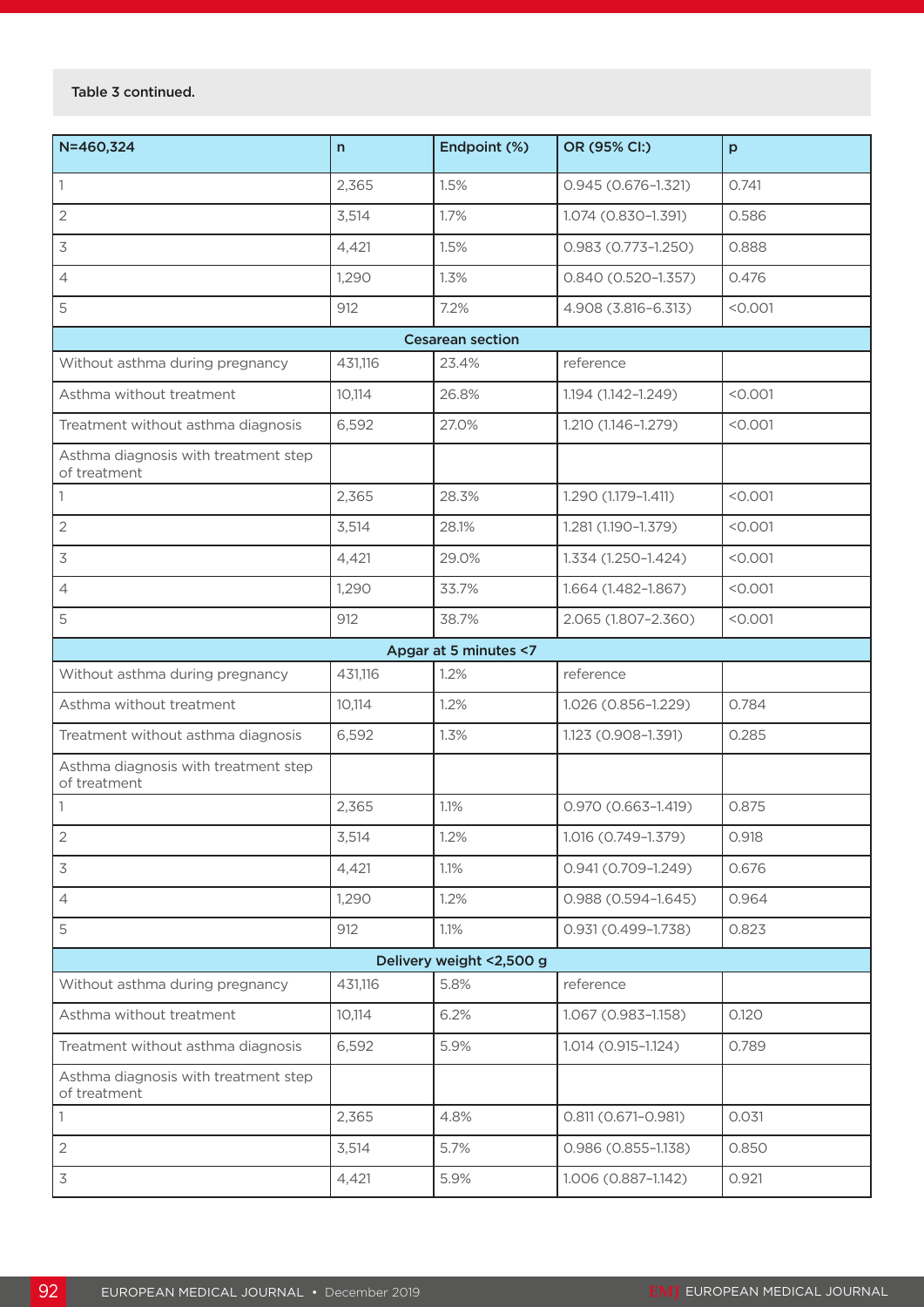Table 3 continued.

| N=460,324 | n | Endpoint (%) | OR (95% CI:) | p |
|---|---|---|---|---|
| 1 | 2,365 | 1.5% | 0.945 (0.676–1.321) | 0.741 |
| 2 | 3,514 | 1.7% | 1.074 (0.830–1.391) | 0.586 |
| 3 | 4,421 | 1.5% | 0.983 (0.773–1.250) | 0.888 |
| 4 | 1,290 | 1.3% | 0.840 (0.520–1.357) | 0.476 |
| 5 | 912 | 7.2% | 4.908 (3.816–6.313) | <0.001 |
| **Cesarean section** | | | | |
| Without asthma during pregnancy | 431,116 | 23.4% | reference | |
| Asthma without treatment | 10,114 | 26.8% | 1.194 (1.142–1.249) | <0.001 |
| Treatment without asthma diagnosis | 6,592 | 27.0% | 1.210 (1.146–1.279) | <0.001 |
| Asthma diagnosis with treatment step of treatment | | | | |
| 1 | 2,365 | 28.3% | 1.290 (1.179–1.411) | <0.001 |
| 2 | 3,514 | 28.1% | 1.281 (1.190–1.379) | <0.001 |
| 3 | 4,421 | 29.0% | 1.334 (1.250–1.424) | <0.001 |
| 4 | 1,290 | 33.7% | 1.664 (1.482–1.867) | <0.001 |
| 5 | 912 | 38.7% | 2.065 (1.807–2.360) | <0.001 |
| **Apgar at 5 minutes <7** | | | | |
| Without asthma during pregnancy | 431,116 | 1.2% | reference | |
| Asthma without treatment | 10,114 | 1.2% | 1.026 (0.856–1.229) | 0.784 |
| Treatment without asthma diagnosis | 6,592 | 1.3% | 1.123 (0.908–1.391) | 0.285 |
| Asthma diagnosis with treatment step of treatment | | | | |
| 1 | 2,365 | 1.1% | 0.970 (0.663–1.419) | 0.875 |
| 2 | 3,514 | 1.2% | 1.016 (0.749–1.379) | 0.918 |
| 3 | 4,421 | 1.1% | 0.941 (0.709–1.249) | 0.676 |
| 4 | 1,290 | 1.2% | 0.988 (0.594–1.645) | 0.964 |
| 5 | 912 | 1.1% | 0.931 (0.499–1.738) | 0.823 |
| **Delivery weight <2,500 g** | | | | |
| Without asthma during pregnancy | 431,116 | 5.8% | reference | |
| Asthma without treatment | 10,114 | 6.2% | 1.067 (0.983–1.158) | 0.120 |
| Treatment without asthma diagnosis | 6,592 | 5.9% | 1.014 (0.915–1.124) | 0.789 |
| Asthma diagnosis with treatment step of treatment | | | | |
| 1 | 2,365 | 4.8% | 0.811 (0.671–0.981) | 0.031 |
| 2 | 3,514 | 5.7% | 0.986 (0.855–1.138) | 0.850 |
| 3 | 4,421 | 5.9% | 1.006 (0.887–1.142) | 0.921 |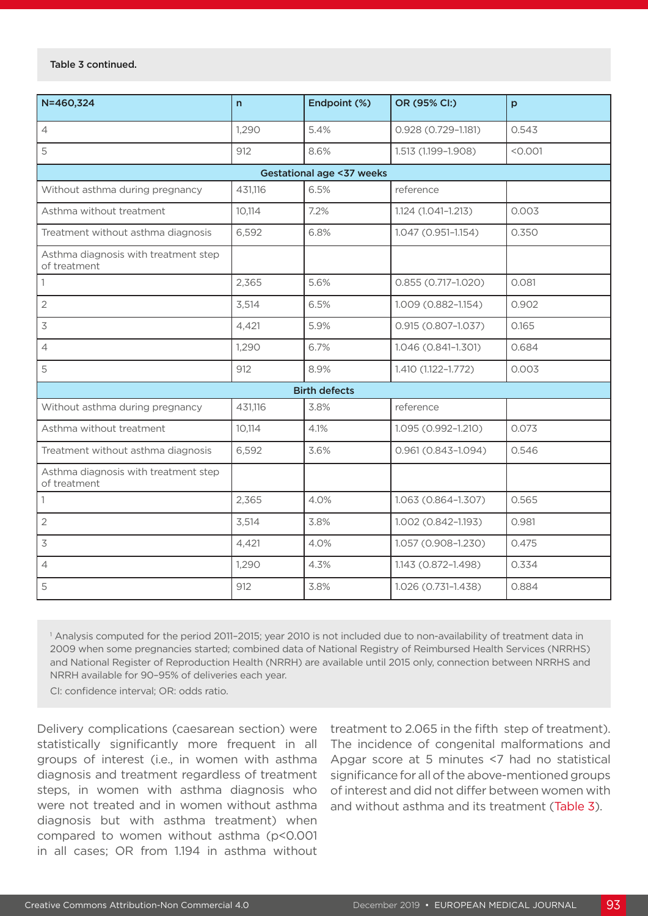Table 3 continued.

| N=460,324 | n | Endpoint (%) | OR (95% CI:) | p |
|---|---|---|---|---|
| 4 | 1,290 | 5.4% | 0.928 (0.729–1.181) | 0.543 |
| 5 | 912 | 8.6% | 1.513 (1.199–1.908) | <0.001 |
| **Gestational age <37 weeks** | | | | |
| Without asthma during pregnancy | 431,116 | 6.5% | reference | |
| Asthma without treatment | 10,114 | 7.2% | 1.124 (1.041–1.213) | 0.003 |
| Treatment without asthma diagnosis | 6,592 | 6.8% | 1.047 (0.951–1.154) | 0.350 |
| Asthma diagnosis with treatment step of treatment | | | | |
| 1 | 2,365 | 5.6% | 0.855 (0.717–1.020) | 0.081 |
| 2 | 3,514 | 6.5% | 1.009 (0.882–1.154) | 0.902 |
| 3 | 4,421 | 5.9% | 0.915 (0.807–1.037) | 0.165 |
| 4 | 1,290 | 6.7% | 1.046 (0.841–1.301) | 0.684 |
| 5 | 912 | 8.9% | 1.410 (1.122–1.772) | 0.003 |
| **Birth defects** | | | | |
| Without asthma during pregnancy | 431,116 | 3.8% | reference | |
| Asthma without treatment | 10,114 | 4.1% | 1.095 (0.992–1.210) | 0.073 |
| Treatment without asthma diagnosis | 6,592 | 3.6% | 0.961 (0.843–1.094) | 0.546 |
| Asthma diagnosis with treatment step of treatment | | | | |
| 1 | 2,365 | 4.0% | 1.063 (0.864–1.307) | 0.565 |
| 2 | 3,514 | 3.8% | 1.002 (0.842–1.193) | 0.981 |
| 3 | 4,421 | 4.0% | 1.057 (0.908–1.230) | 0.475 |
| 4 | 1,290 | 4.3% | 1.143 (0.872–1.498) | 0.334 |
| 5 | 912 | 3.8% | 1.026 (0.731–1.438) | 0.884 |

[1] Analysis computed for the period 2011–2015; year 2010 is not included due to non-availability of treatment data in 2009 when some pregnancies started; combined data of National Registry of Reimbursed Health Services (NRRHS) and National Register of Reproduction Health (NRRH) are available until 2015 only, connection between NRRHS and NRRH available for 90–95% of deliveries each year.

CI: confidence interval; OR: odds ratio.

Delivery complications (caesarean section) were statistically significantly more frequent in all groups of interest (i.e., in women with asthma diagnosis and treatment regardless of treatment steps, in women with asthma diagnosis who were not treated and in women without asthma diagnosis but with asthma treatment) when compared to women without asthma (p<0.001 in all cases; OR from 1.194 in asthma without treatment to 2.065 in the fifth step of treatment). The incidence of congenital malformations and Apgar score at 5 minutes <7 had no statistical significance for all of the above-mentioned groups of interest and did not differ between women with and without asthma and its treatment (Table 3).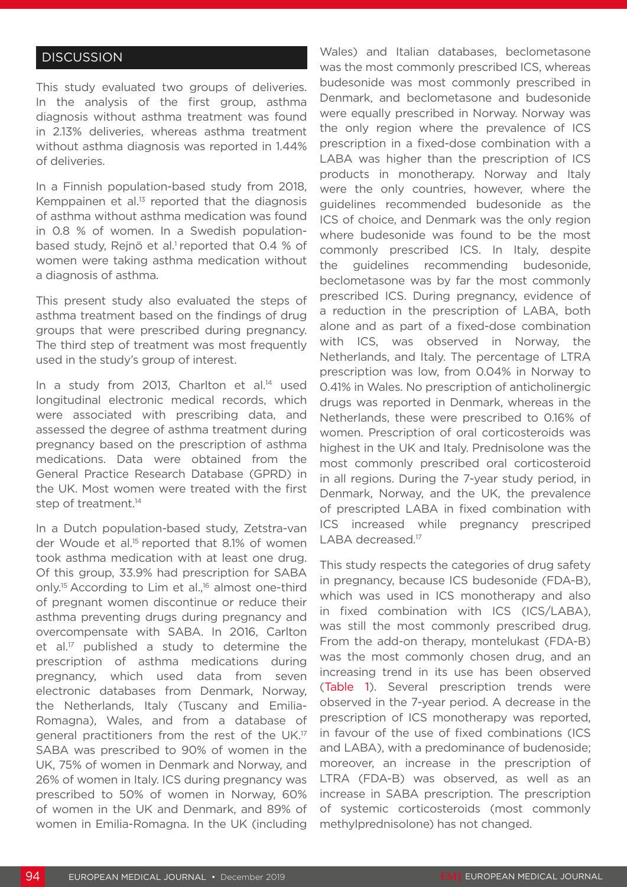## DISCUSSION

This study evaluated two groups of deliveries. In the analysis of the first group, asthma diagnosis without asthma treatment was found in 2.13% deliveries, whereas asthma treatment without asthma diagnosis was reported in 1.44% of deliveries.

In a Finnish population-based study from 2018, Kemppainen et al.[13] reported that the diagnosis of asthma without asthma medication was found in 0.8 % of women. In a Swedish population-based study, Rejnö et al.[1] reported that 0.4 % of women were taking asthma medication without a diagnosis of asthma.

This present study also evaluated the steps of asthma treatment based on the findings of drug groups that were prescribed during pregnancy. The third step of treatment was most frequently used in the study's group of interest.

In a study from 2013, Charlton et al.[14] used longitudinal electronic medical records, which were associated with prescribing data, and assessed the degree of asthma treatment during pregnancy based on the prescription of asthma medications. Data were obtained from the General Practice Research Database (GPRD) in the UK. Most women were treated with the first step of treatment.[14]

In a Dutch population-based study, Zetstra-van der Woude et al.[15] reported that 8.1% of women took asthma medication with at least one drug. Of this group, 33.9% had prescription for SABA only.[15] According to Lim et al.,[16] almost one-third of pregnant women discontinue or reduce their asthma preventing drugs during pregnancy and overcompensate with SABA. In 2016, Carlton et al.[17] published a study to determine the prescription of asthma medications during pregnancy, which used data from seven electronic databases from Denmark, Norway, the Netherlands, Italy (Tuscany and Emilia-Romagna), Wales, and from a database of general practitioners from the rest of the UK.[17] SABA was prescribed to 90% of women in the UK, 75% of women in Denmark and Norway, and 26% of women in Italy. ICS during pregnancy was prescribed to 50% of women in Norway, 60% of women in the UK and Denmark, and 89% of women in Emilia-Romagna. In the UK (including Wales) and Italian databases, beclometasone was the most commonly prescribed ICS, whereas budesonide was most commonly prescribed in Denmark, and beclometasone and budesonide were equally prescribed in Norway. Norway was the only region where the prevalence of ICS prescription in a fixed-dose combination with a LABA was higher than the prescription of ICS products in monotherapy. Norway and Italy were the only countries, however, where the guidelines recommended budesonide as the ICS of choice, and Denmark was the only region where budesonide was found to be the most commonly prescribed ICS. In Italy, despite the guidelines recommending budesonide, beclometasone was by far the most commonly prescribed ICS. During pregnancy, evidence of a reduction in the prescription of LABA, both alone and as part of a fixed-dose combination with ICS, was observed in Norway, the Netherlands, and Italy. The percentage of LTRA prescription was low, from 0.04% in Norway to 0.41% in Wales. No prescription of anticholinergic drugs was reported in Denmark, whereas in the Netherlands, these were prescribed to 0.16% of women. Prescription of oral corticosteroids was highest in the UK and Italy. Prednisolone was the most commonly prescribed oral corticosteroid in all regions. During the 7-year study period, in Denmark, Norway, and the UK, the prevalence of prescripted LABA in fixed combination with ICS increased while pregnancy prescriped LABA decreased.[17]

This study respects the categories of drug safety in pregnancy, because ICS budesonide (FDA-B), which was used in ICS monotherapy and also in fixed combination with ICS (ICS/LABA), was still the most commonly prescribed drug. From the add-on therapy, montelukast (FDA-B) was the most commonly chosen drug, and an increasing trend in its use has been observed (Table 1). Several prescription trends were observed in the 7-year period. A decrease in the prescription of ICS monotherapy was reported, in favour of the use of fixed combinations (ICS and LABA), with a predominance of budenoside; moreover, an increase in the prescription of LTRA (FDA-B) was observed, as well as an increase in SABA prescription. The prescription of systemic corticosteroids (most commonly methylprednisolone) has not changed.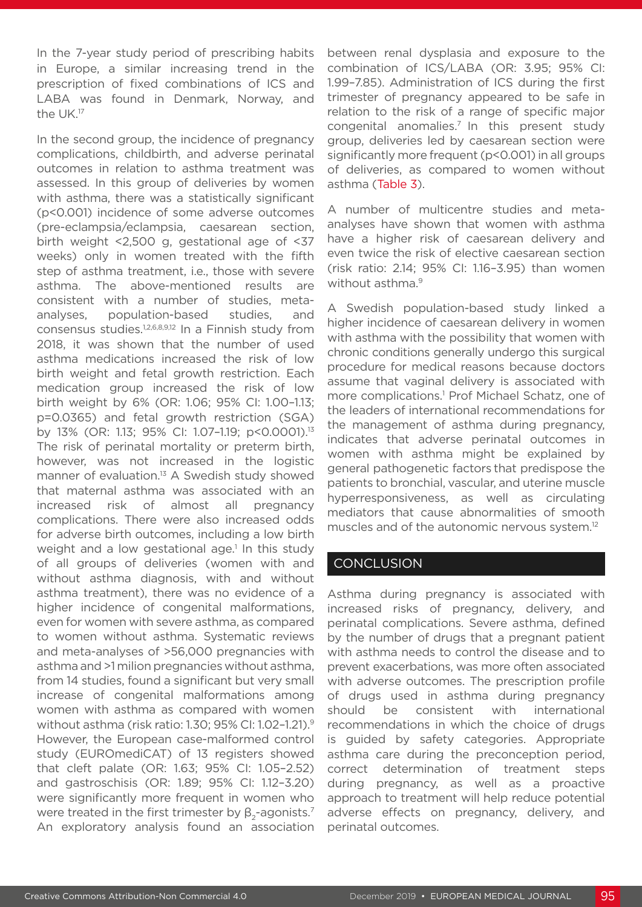In the 7-year study period of prescribing habits in Europe, a similar increasing trend in the prescription of fixed combinations of ICS and LABA was found in Denmark, Norway, and the UK.[17]

In the second group, the incidence of pregnancy complications, childbirth, and adverse perinatal outcomes in relation to asthma treatment was assessed. In this group of deliveries by women with asthma, there was a statistically significant ($p<0.001$) incidence of some adverse outcomes (pre-eclampsia/eclampsia, caesarean section, birth weight <2,500 g, gestational age of <37 weeks) only in women treated with the fifth step of asthma treatment, i.e., those with severe asthma. The above-mentioned results are consistent with a number of studies, meta-analyses, population-based studies, and consensus studies.[1,2,6,8,9,12] In a Finnish study from 2018, it was shown that the number of used asthma medications increased the risk of low birth weight and fetal growth restriction. Each medication group increased the risk of low birth weight by 6% (OR: 1.06; 95% CI: 1.00–1.13; p=0.0365) and fetal growth restriction (SGA) by 13% (OR: 1.13; 95% CI: 1.07–1.19; $p<0.0001$).[13] The risk of perinatal mortality or preterm birth, however, was not increased in the logistic manner of evaluation.[13] A Swedish study showed that maternal asthma was associated with an increased risk of almost all pregnancy complications. There were also increased odds for adverse birth outcomes, including a low birth weight and a low gestational age.[1] In this study of all groups of deliveries (women with and without asthma diagnosis, with and without asthma treatment), there was no evidence of a higher incidence of congenital malformations, even for women with severe asthma, as compared to women without asthma. Systematic reviews and meta-analyses of >56,000 pregnancies with asthma and >1 milion pregnancies without asthma, from 14 studies, found a significant but very small increase of congenital malformations among women with asthma as compared with women without asthma (risk ratio: 1.30; 95% CI: 1.02–1.21).[9] However, the European case-malformed control study (EUROmediCAT) of 13 registers showed that cleft palate (OR: 1.63; 95% CI: 1.05–2.52) and gastroschisis (OR: 1.89; 95% CI: 1.12–3.20) were significantly more frequent in women who were treated in the first trimester by $\beta_2$-agonists.[7] An exploratory analysis found an association between renal dysplasia and exposure to the combination of ICS/LABA (OR: 3.95; 95% CI: 1.99–7.85). Administration of ICS during the first trimester of pregnancy appeared to be safe in relation to the risk of a range of specific major congenital anomalies.[7] In this present study group, deliveries led by caesarean section were significantly more frequent ($p<0.001$) in all groups of deliveries, as compared to women without asthma (Table 3).

A number of multicentre studies and meta-analyses have shown that women with asthma have a higher risk of caesarean delivery and even twice the risk of elective caesarean section (risk ratio: 2.14; 95% CI: 1.16–3.95) than women without asthma.[9]

A Swedish population-based study linked a higher incidence of caesarean delivery in women with asthma with the possibility that women with chronic conditions generally undergo this surgical procedure for medical reasons because doctors assume that vaginal delivery is associated with more complications.[1] Prof Michael Schatz, one of the leaders of international recommendations for the management of asthma during pregnancy, indicates that adverse perinatal outcomes in women with asthma might be explained by general pathogenetic factors that predispose the patients to bronchial, vascular, and uterine muscle hyperresponsiveness, as well as circulating mediators that cause abnormalities of smooth muscles and of the autonomic nervous system.[12]

## CONCLUSION

Asthma during pregnancy is associated with increased risks of pregnancy, delivery, and perinatal complications. Severe asthma, defined by the number of drugs that a pregnant patient with asthma needs to control the disease and to prevent exacerbations, was more often associated with adverse outcomes. The prescription profile of drugs used in asthma during pregnancy should be consistent with international recommendations in which the choice of drugs is guided by safety categories. Appropriate asthma care during the preconception period, correct determination of treatment steps during pregnancy, as well as a proactive approach to treatment will help reduce potential adverse effects on pregnancy, delivery, and perinatal outcomes.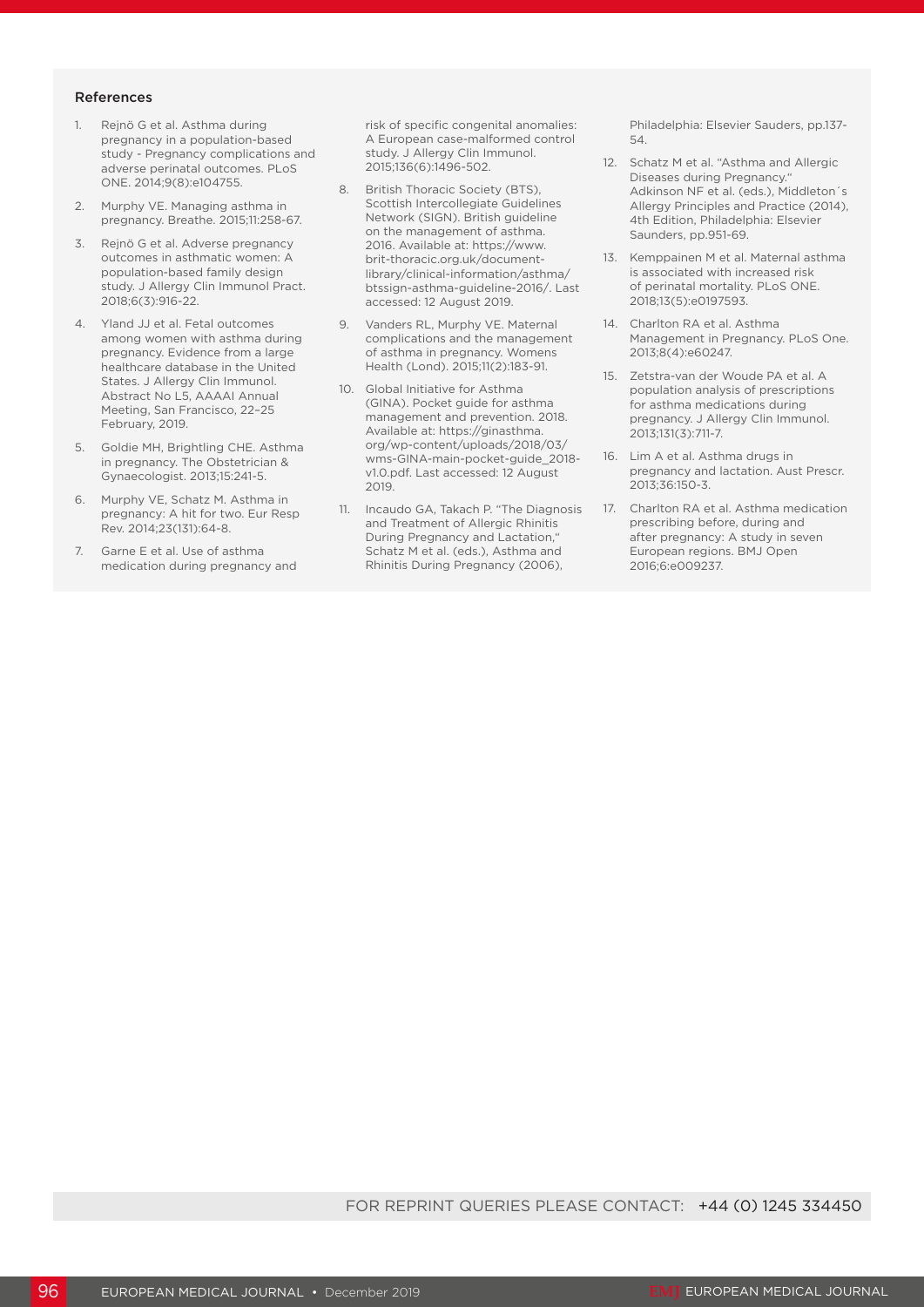## References

1. Rejnö G et al. Asthma during pregnancy in a population-based study - Pregnancy complications and adverse perinatal outcomes. PLoS ONE. 2014;9(8):e104755.
2. Murphy VE. Managing asthma in pregnancy. Breathe. 2015;11:258-67.
3. Rejnö G et al. Adverse pregnancy outcomes in asthmatic women: A population-based family design study. J Allergy Clin Immunol Pract. 2018;6(3):916-22.
4. Yland JJ et al. Fetal outcomes among women with asthma during pregnancy. Evidence from a large healthcare database in the United States. J Allergy Clin Immunol. Abstract No L5, AAAAI Annual Meeting, San Francisco, 22–25 February, 2019.
5. Goldie MH, Brightling CHE. Asthma in pregnancy. The Obstetrician & Gynaecologist. 2013;15:241-5.
6. Murphy VE, Schatz M. Asthma in pregnancy: A hit for two. Eur Resp Rev. 2014;23(131):64-8.
7. Garne E et al. Use of asthma medication during pregnancy and risk of specific congenital anomalies: A European case-malformed control study. J Allergy Clin Immunol. 2015;136(6):1496-502.
8. British Thoracic Society (BTS), Scottish Intercollegiate Guidelines Network (SIGN). British guideline on the management of asthma. 2016. Available at: https://www.brit-thoracic.org.uk/document-library/clinical-information/asthma/btssign-asthma-guideline-2016/. Last accessed: 12 August 2019.
9. Vanders RL, Murphy VE. Maternal complications and the management of asthma in pregnancy. Womens Health (Lond). 2015;11(2):183-91.
10. Global Initiative for Asthma (GINA). Pocket guide for asthma management and prevention. 2018. Available at: https://ginasthma.org/wp-content/uploads/2018/03/wms-GINA-main-pocket-guide_2018-v1.0.pdf. Last accessed: 12 August 2019.
11. Incaudo GA, Takach P. "The Diagnosis and Treatment of Allergic Rhinitis During Pregnancy and Lactation," Schatz M et al. (eds.), Asthma and Rhinitis During Pregnancy (2006), Philadelphia: Elsevier Sauders, pp.137-54.
12. Schatz M et al. "Asthma and Allergic Diseases during Pregnancy." Adkinson NF et al. (eds.), Middleton´s Allergy Principles and Practice (2014), 4th Edition, Philadelphia: Elsevier Saunders, pp.951-69.
13. Kemppainen M et al. Maternal asthma is associated with increased risk of perinatal mortality. PLoS ONE. 2018;13(5):e0197593.
14. Charlton RA et al. Asthma Management in Pregnancy. PLoS One. 2013;8(4):e60247.
15. Zetstra-van der Woude PA et al. A population analysis of prescriptions for asthma medications during pregnancy. J Allergy Clin Immunol. 2013;131(3):711-7.
16. Lim A et al. Asthma drugs in pregnancy and lactation. Aust Prescr. 2013;36:150-3.
17. Charlton RA et al. Asthma medication prescribing before, during and after pregnancy: A study in seven European regions. BMJ Open 2016;6:e009237.

FOR REPRINT QUERIES PLEASE CONTACT: +44 (0) 1245 334450